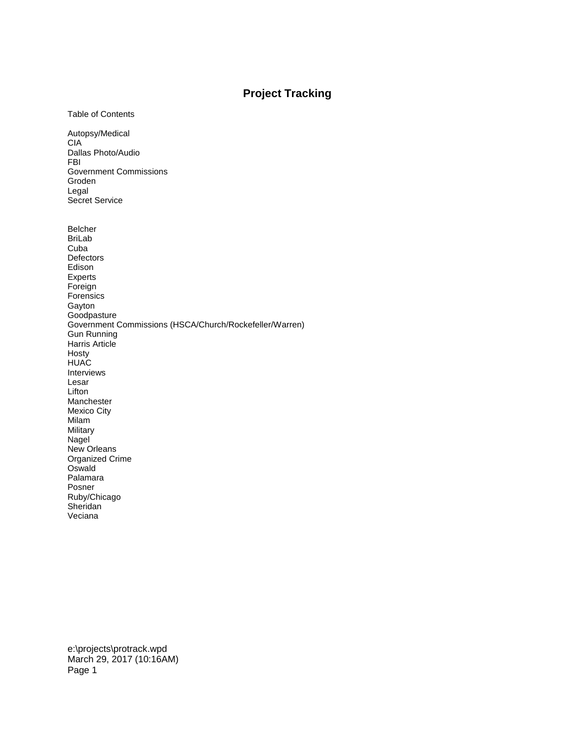# Project Tracking

Table of Contents

Autopsy/Medical
CIA
Dallas Photo/Audio
FBI
Government Commissions
Groden
Legal
Secret Service

Belcher
BriLab
Cuba
Defectors
Edison
Experts
Foreign
Forensics
Gayton
Goodpasture
Government Commissions (HSCA/Church/Rockefeller/Warren)
Gun Running
Harris Article
Hosty
HUAC
Interviews
Lesar
Lifton
Manchester
Mexico City
Milam
Military
Nagel
New Orleans
Organized Crime
Oswald
Palamara
Posner
Ruby/Chicago
Sheridan
Veciana

e:\projects\protrack.wpd
March 29, 2017 (10:16AM)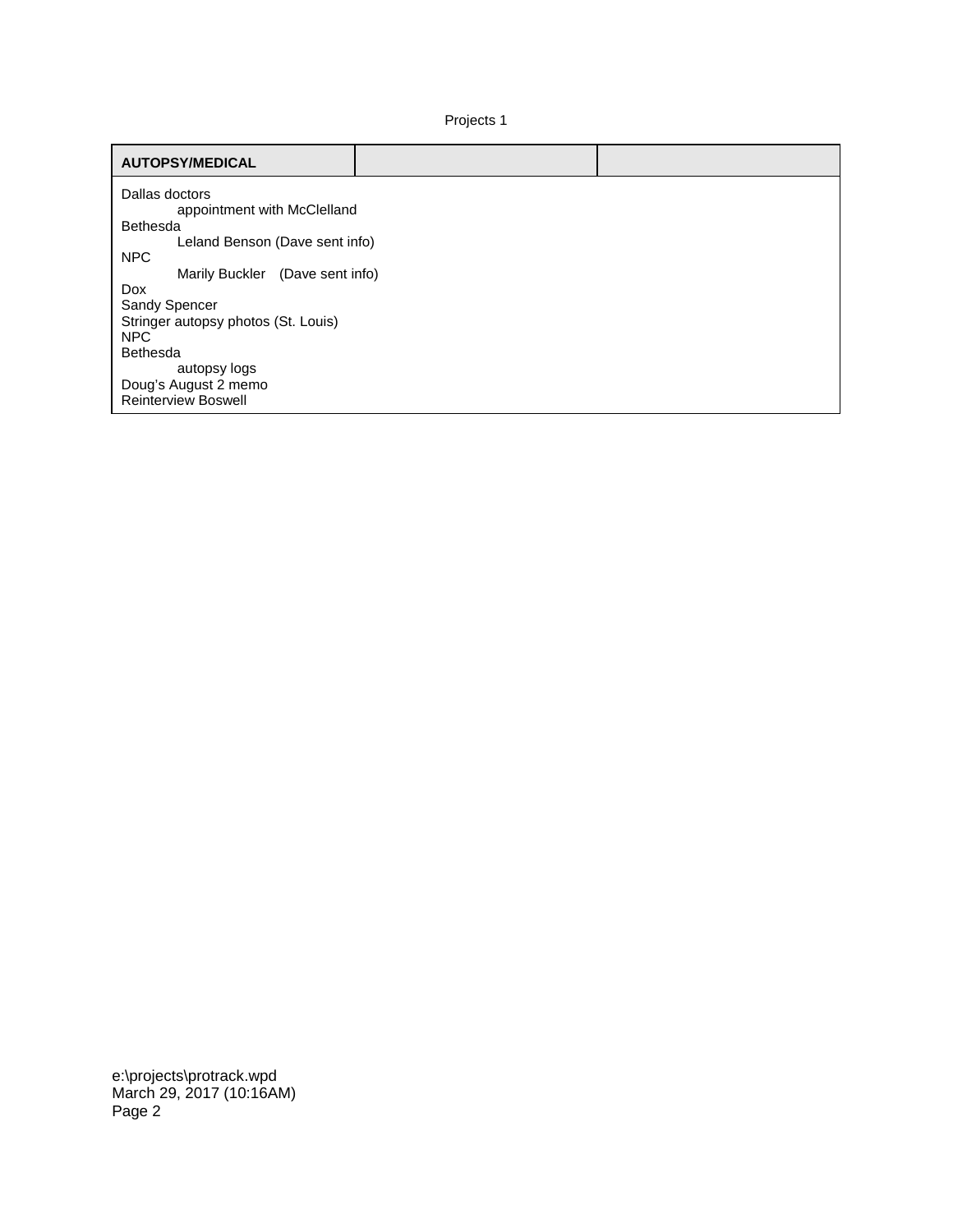| AUTOPSY/MEDICAL | | |
|---|---|---|
| Dallas doctors<br>&nbsp;&nbsp;&nbsp;&nbsp;&nbsp;&nbsp;&nbsp;&nbsp;appointment with McClelland<br>Bethesda<br>&nbsp;&nbsp;&nbsp;&nbsp;&nbsp;&nbsp;&nbsp;&nbsp;Leland Benson (Dave sent info)<br>NPC<br>&nbsp;&nbsp;&nbsp;&nbsp;&nbsp;&nbsp;&nbsp;&nbsp;Marily Buckler (Dave sent info)<br>Dox<br>Sandy Spencer<br>Stringer autopsy photos (St. Louis)<br>NPC<br>Bethesda<br>&nbsp;&nbsp;&nbsp;&nbsp;&nbsp;&nbsp;&nbsp;&nbsp;autopsy logs<br>Doug's August 2 memo<br>Reinterview Boswell | | |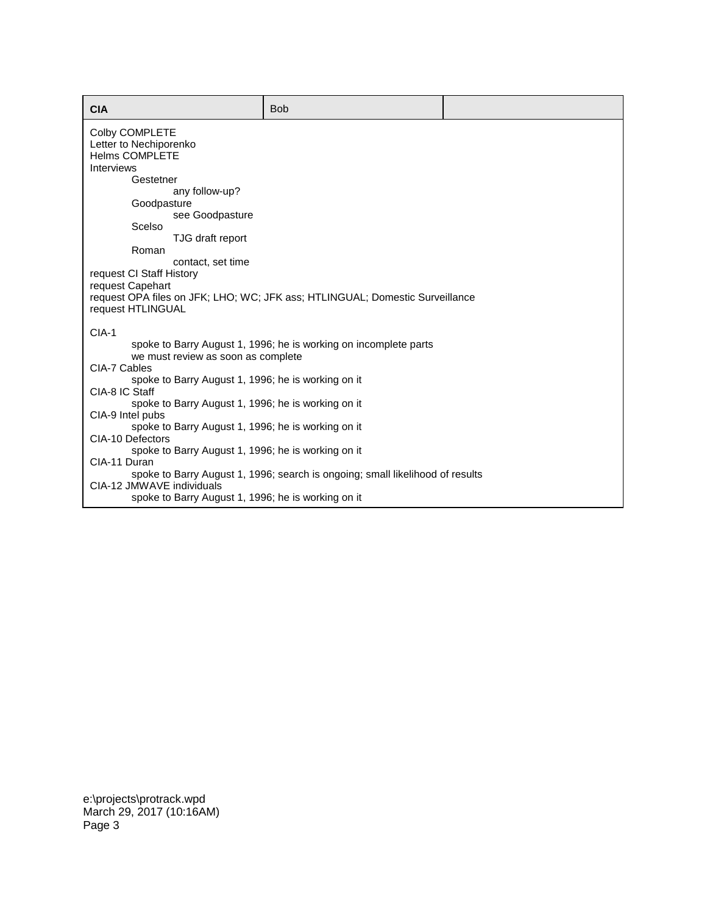| **CIA** | Bob | |
| --- | --- | --- |

Colby COMPLETE
Letter to Nechiporenko
Helms COMPLETE
Interviews

- Gestetner
  - any follow-up?
- Goodpasture
  - see Goodpasture
- Scelso
  - TJG draft report
- Roman
  - contact, set time

request CI Staff History
request Capehart
request OPA files on JFK; LHO; WC; JFK ass; HTLINGUAL; Domestic Surveillance
request HTLINGUAL

CIA-1
  spoke to Barry August 1, 1996; he is working on incomplete parts
  we must review as soon as complete
CIA-7 Cables
  spoke to Barry August 1, 1996; he is working on it
CIA-8 IC Staff
  spoke to Barry August 1, 1996; he is working on it
CIA-9 Intel pubs
  spoke to Barry August 1, 1996; he is working on it
CIA-10 Defectors
  spoke to Barry August 1, 1996; he is working on it
CIA-11 Duran
  spoke to Barry August 1, 1996; search is ongoing; small likelihood of results
CIA-12 JMWAVE individuals
  spoke to Barry August 1, 1996; he is working on it

e:\projects\protrack.wpd
March 29, 2017 (10:16AM)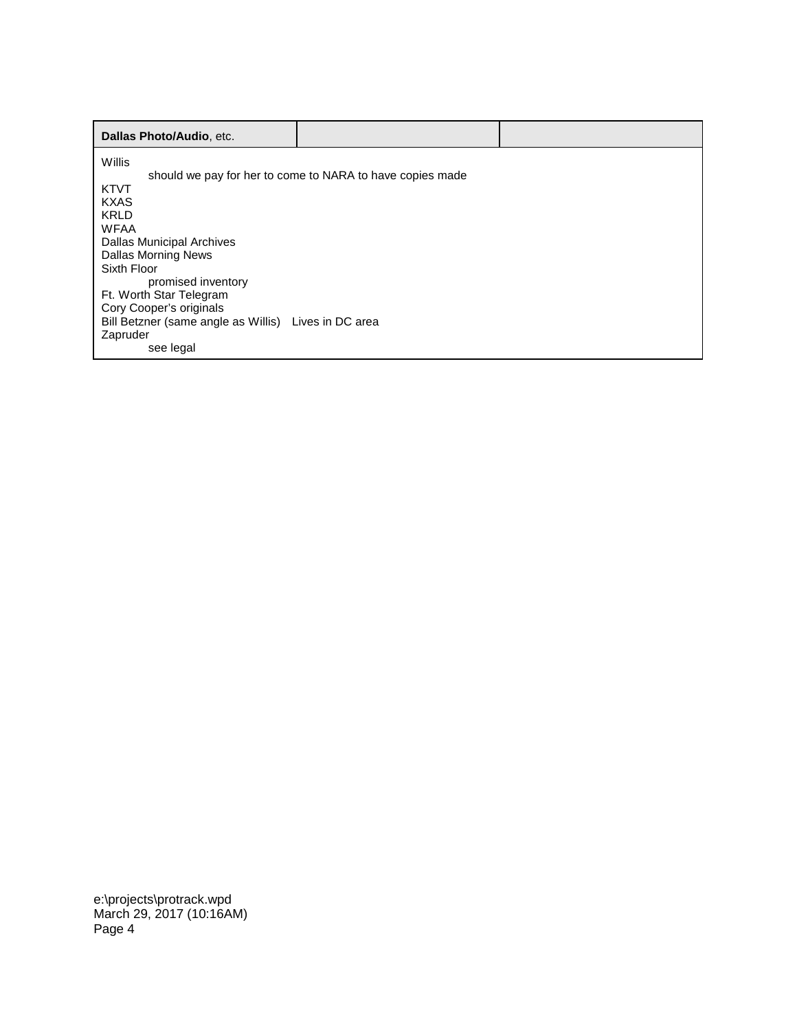| **Dallas Photo/Audio**, etc. | | |
|---|---|---|

Willis
    should we pay for her to come to NARA to have copies made
KTVT
KXAS
KRLD
WFAA
Dallas Municipal Archives
Dallas Morning News
Sixth Floor
    promised inventory
Ft. Worth Star Telegram
Cory Cooper's originals
Bill Betzner (same angle as Willis)   Lives in DC area
Zapruder
    see legal

e:\projects\protrack.wpd
March 29, 2017 (10:16AM)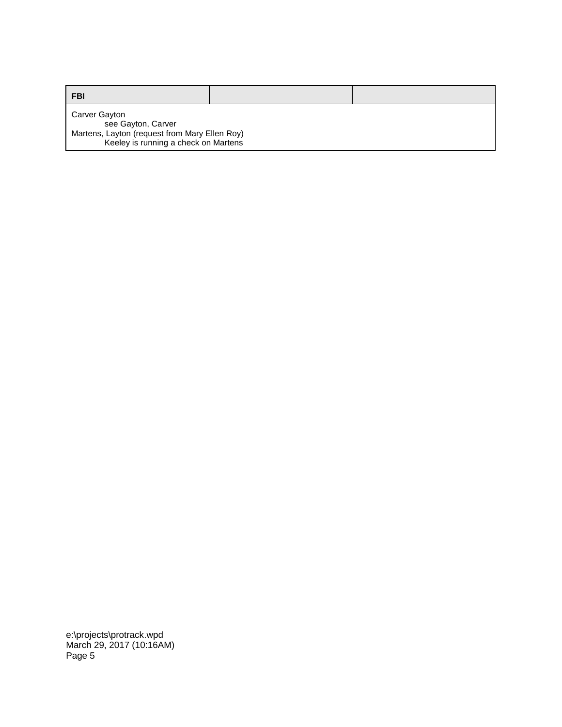| FBI | | |
|---|---|---|
| Carver Gayton<br>    see Gayton, Carver<br>Martens, Layton (request from Mary Ellen Roy)<br>    Keeley is running a check on Martens | | |

e:\projects\protrack.wpd
March 29, 2017 (10:16AM)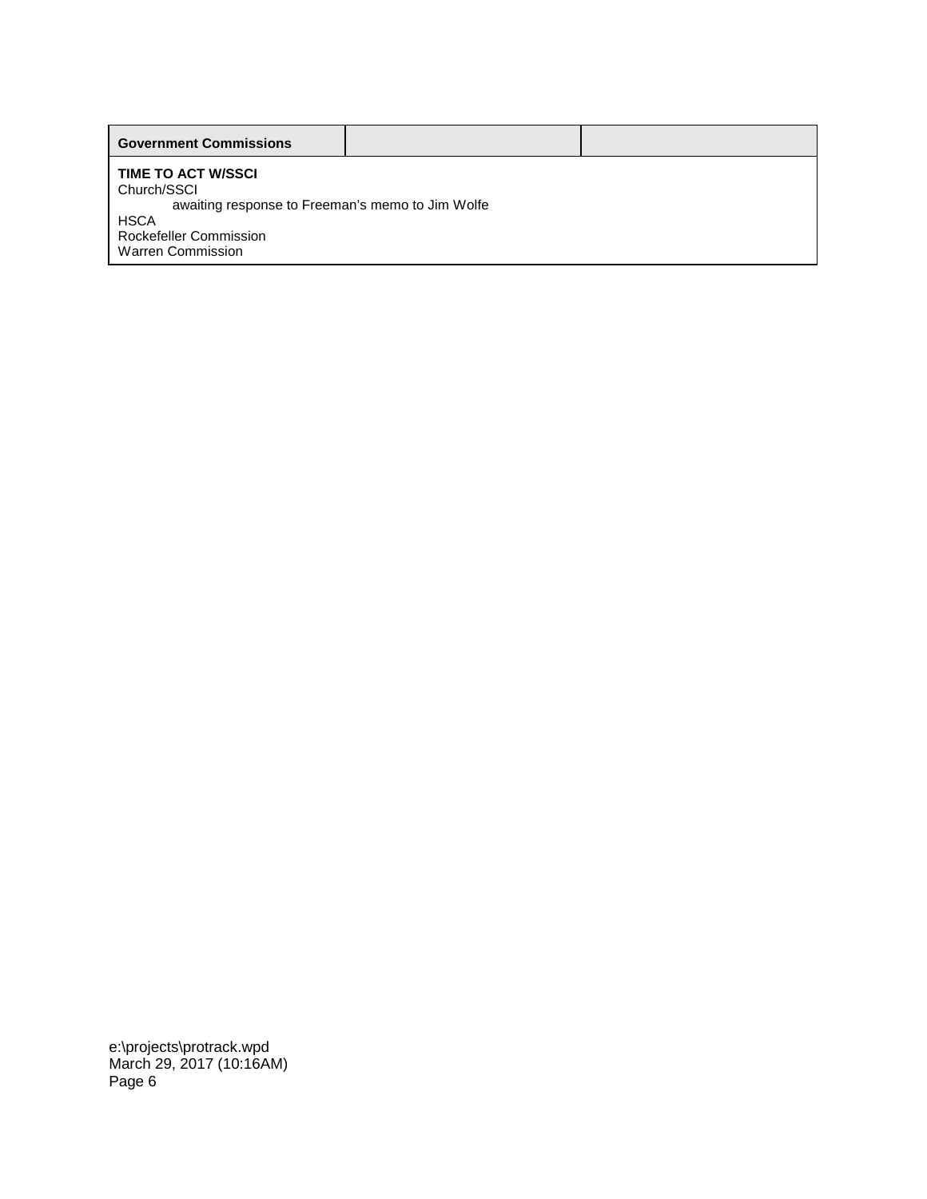| Government Commissions | | |
|---|---|---|

**TIME TO ACT W/SSCI**

Church/SSCI

    awaiting response to Freeman's memo to Jim Wolfe

HSCA

Rockefeller Commission

Warren Commission

e:\projects\protrack.wpd
March 29, 2017 (10:16AM)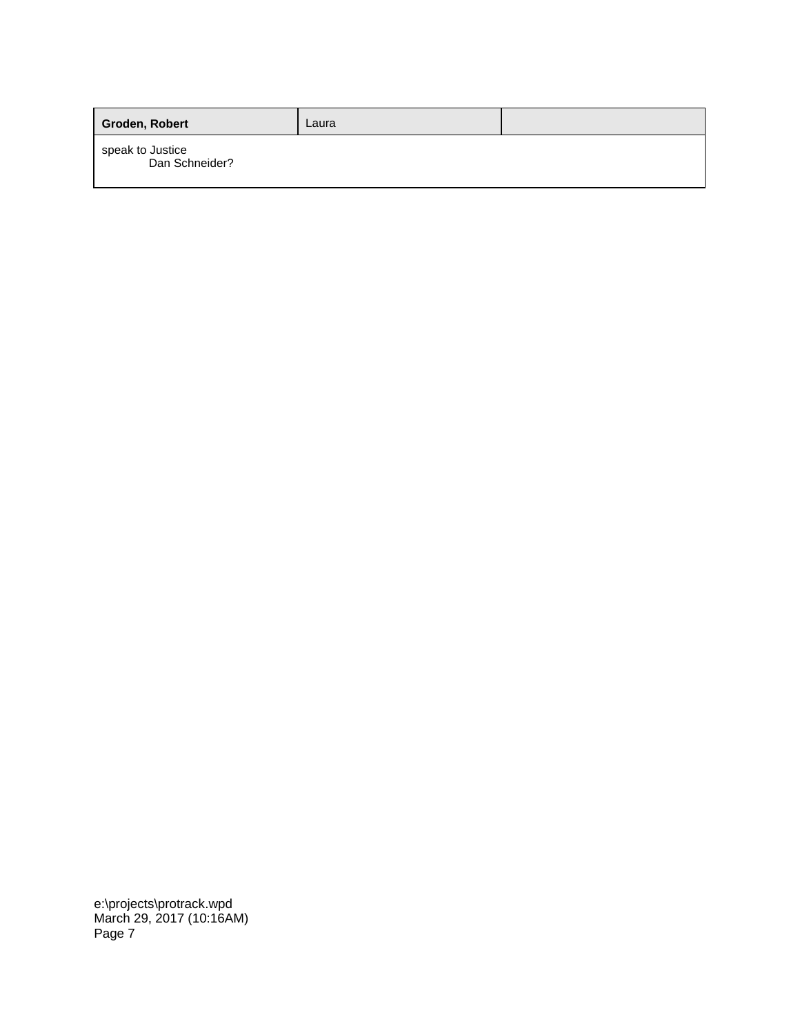| **Groden, Robert** | Laura | |
|---|---|---|
| speak to Justice<br>Dan Schneider? | | |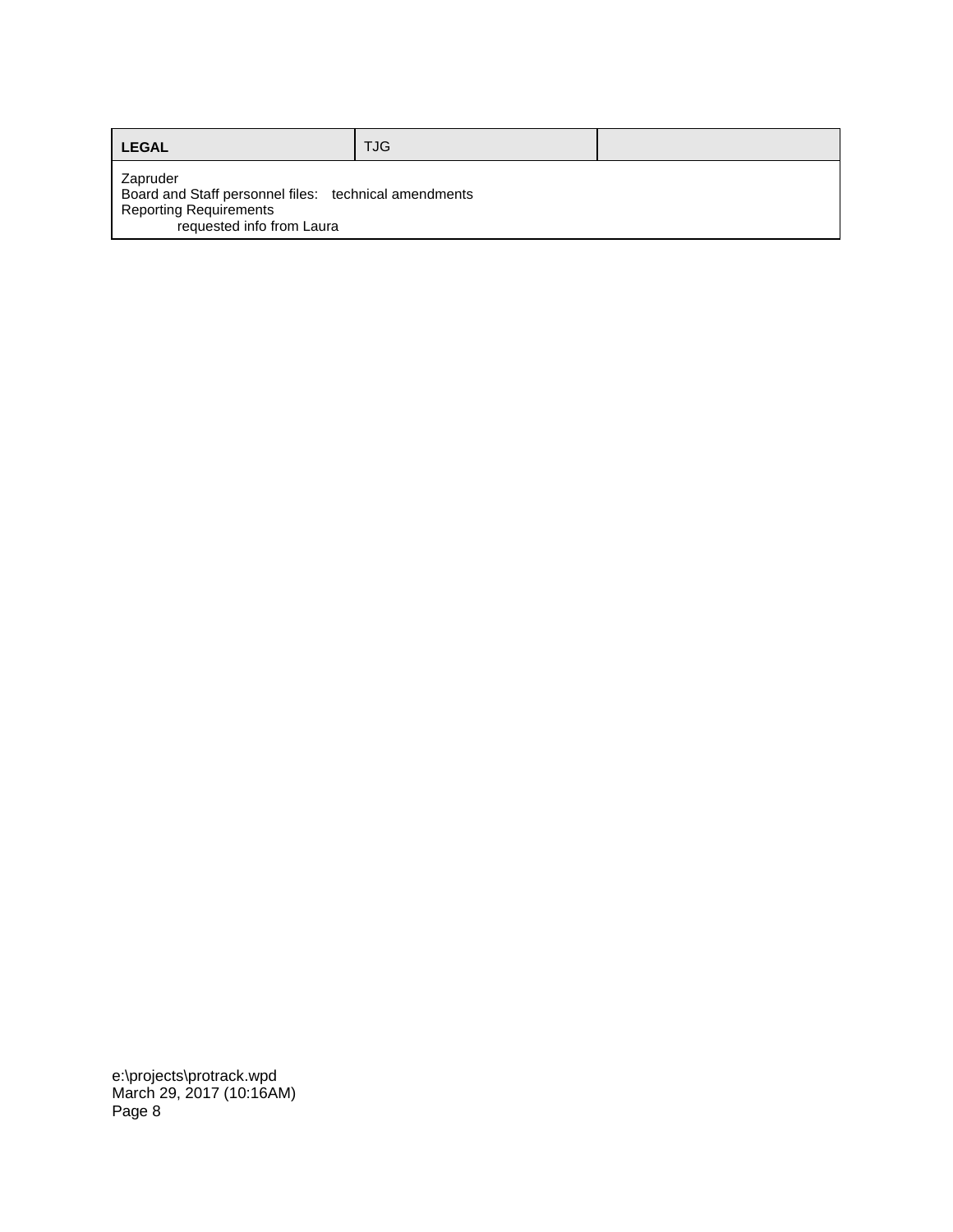| **LEGAL** | TJG | |
|---|---|---|
| Zapruder<br>Board and Staff personnel files: technical amendments<br>Reporting Requirements<br>requested info from Laura | | |

e:\projects\protrack.wpd
March 29, 2017 (10:16AM)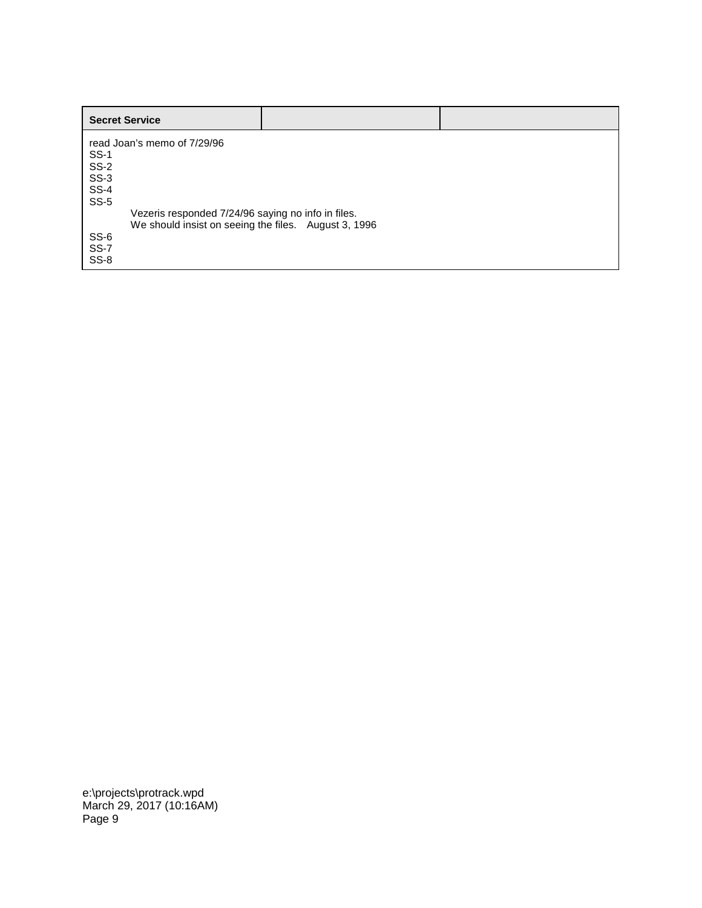| Secret Service | | |
|---|---|---|

read Joan's memo of 7/29/96
SS-1
SS-2
SS-3
SS-4
SS-5

    Vezeris responded 7/24/96 saying no info in files.
    We should insist on seeing the files.   August 3, 1996

SS-6
SS-7
SS-8

e:\projects\protrack.wpd
March 29, 2017 (10:16AM)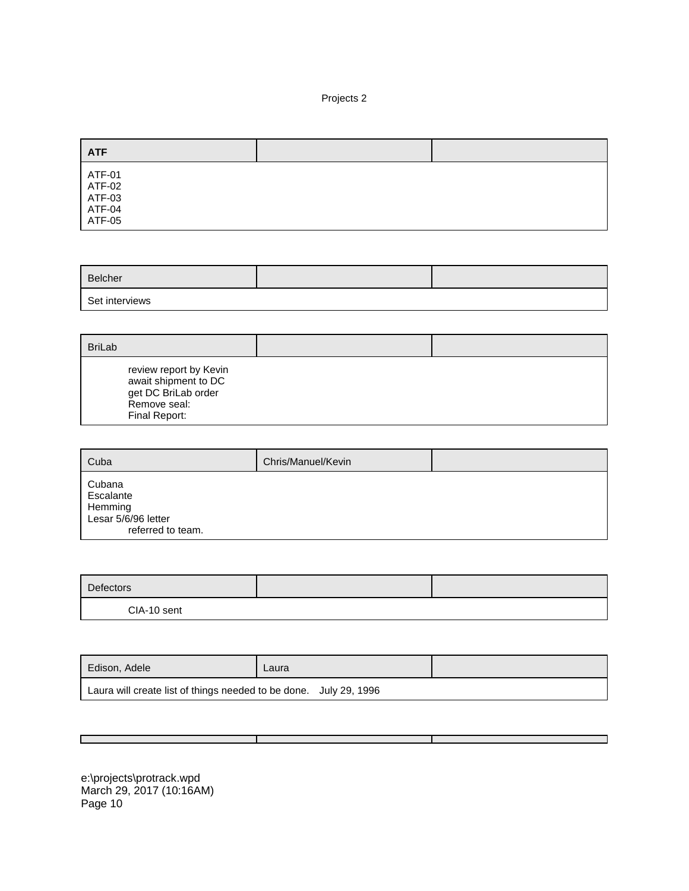Projects 2

| **ATF** | | |
|---|---|---|
| ATF-01<br>ATF-02<br>ATF-03<br>ATF-04<br>ATF-05 | | |

| Belcher | | |
|---|---|---|
| Set interviews | | |

| BriLab | | |
|---|---|---|
| review report by Kevin<br>await shipment to DC<br>get DC BriLab order<br>Remove seal:<br>Final Report: | | |

| Cuba | Chris/Manuel/Kevin | |
|---|---|---|
| Cubana<br>Escalante<br>Hemming<br>Lesar 5/6/96 letter<br>referred to team. | | |

| Defectors | | |
|---|---|---|
| CIA-10 sent | | |

| Edison, Adele | Laura | |
|---|---|---|
| Laura will create list of things needed to be done. July 29, 1996 | | |

| | | |
|---|---|---|

e:\projects\protrack.wpd
March 29, 2017 (10:16AM)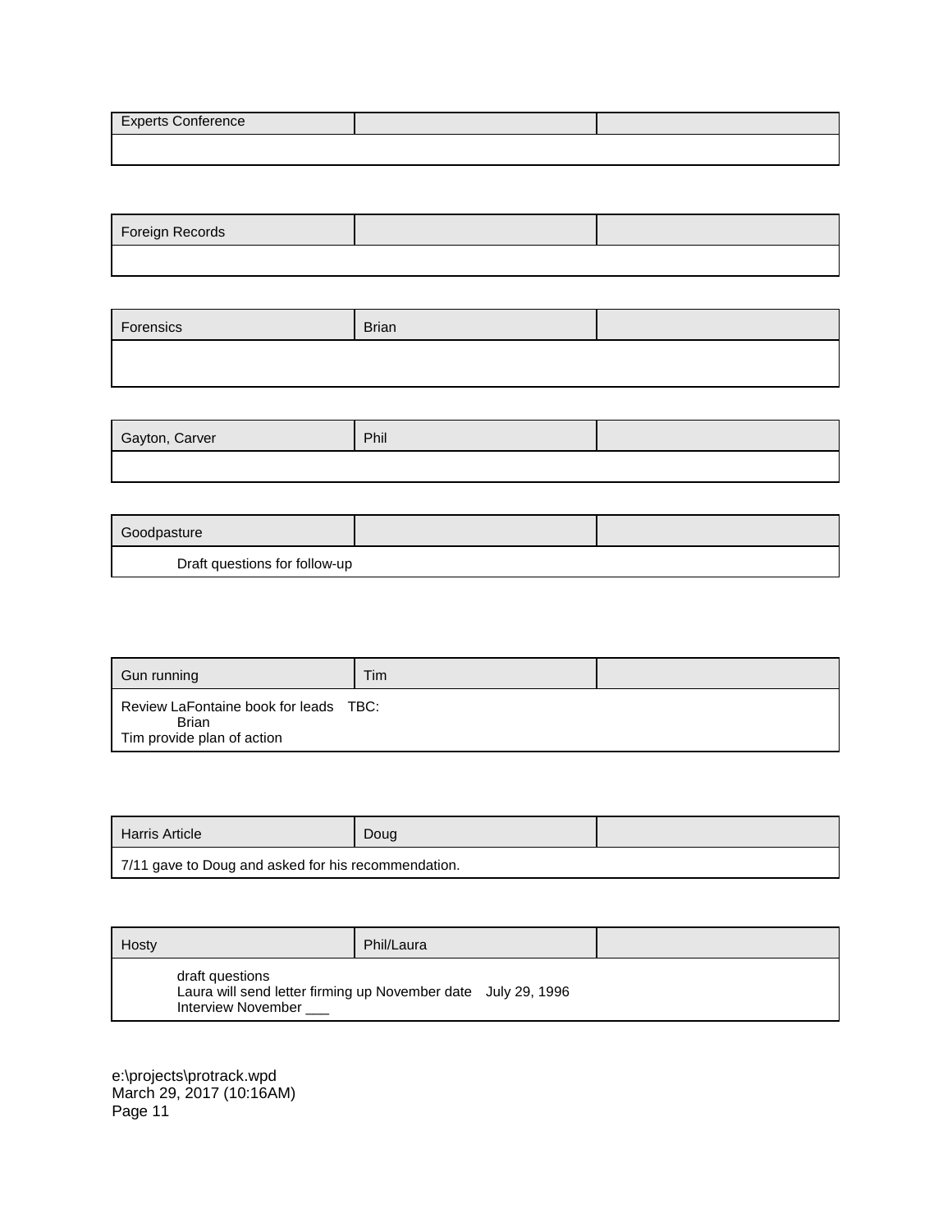| Experts Conference | | |
|---|---|---|
| | | |

| Foreign Records | | |
|---|---|---|
| | | |

| Forensics | Brian | |
|---|---|---|
| | | |

| Gayton, Carver | Phil | |
|---|---|---|
| | | |

| Goodpasture | | |
|---|---|---|
| Draft questions for follow-up | | |

| Gun running | Tim | |
|---|---|---|
| Review LaFontaine book for leads TBC: Brian<br>Tim provide plan of action | | |

| Harris Article | Doug | |
|---|---|---|
| 7/11 gave to Doug and asked for his recommendation. | | |

| Hosty | Phil/Laura | |
|---|---|---|
| draft questions<br>Laura will send letter firming up November date July 29, 1996<br>Interview November ___ | | |

e:\projects\protrack.wpd
March 29, 2017 (10:16AM)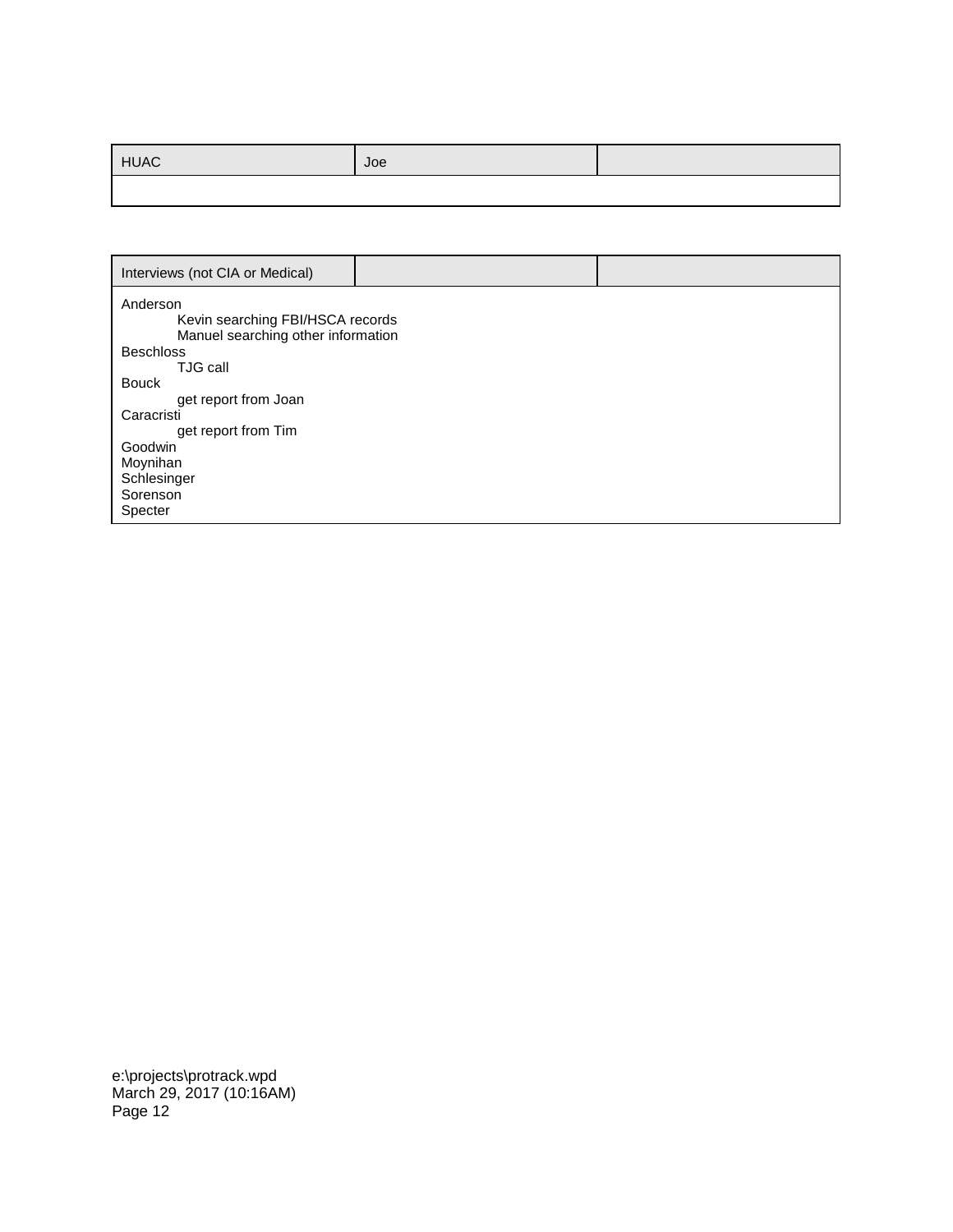| HUAC | Joe | |
|---|---|---|
| | | |

| Interviews (not CIA or Medical) | | |
|---|---|---|

Anderson
- Kevin searching FBI/HSCA records
- Manuel searching other information

Beschloss
- TJG call

Bouck
- get report from Joan

Caracristi
- get report from Tim

Goodwin
Moynihan
Schlesinger
Sorenson
Specter

e:\projects\protrack.wpd
March 29, 2017 (10:16AM)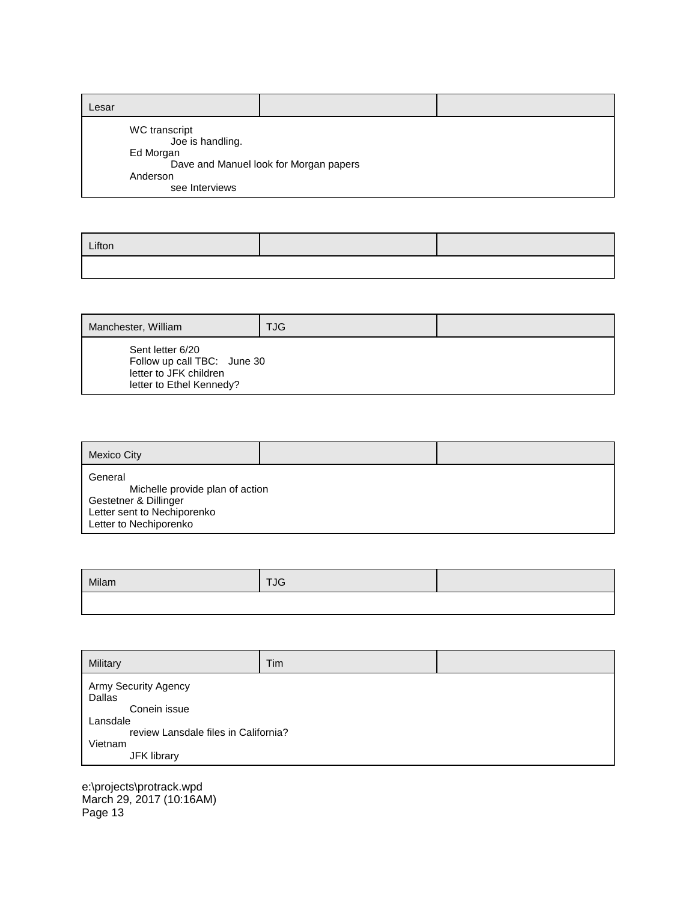| Lesar | | |
|---|---|---|

WC transcript
    Joe is handling.
Ed Morgan
    Dave and Manuel look for Morgan papers
Anderson
    see Interviews

| Lifton | | |
|---|---|---|

| Manchester, William | TJG | |
|---|---|---|

Sent letter 6/20
Follow up call TBC: June 30
letter to JFK children
letter to Ethel Kennedy?

| Mexico City | | |
|---|---|---|

General
    Michelle provide plan of action
Gestetner & Dillinger
Letter sent to Nechiporenko
Letter to Nechiporenko

| Milam | TJG | |
|---|---|---|

| Military | Tim | |
|---|---|---|

Army Security Agency
Dallas
    Conein issue
Lansdale
    review Lansdale files in California?
Vietnam
    JFK library

e:\projects\protrack.wpd
March 29, 2017 (10:16AM)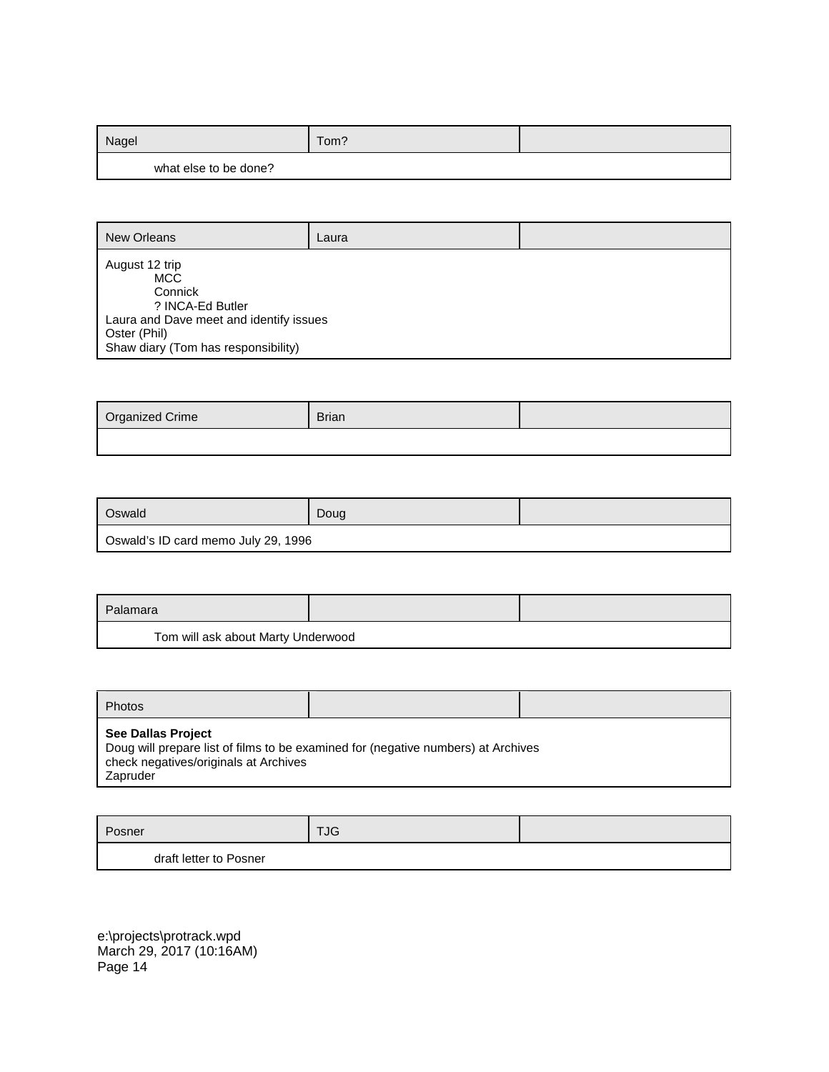| Nagel | Tom? | |
|---|---|---|
| what else to be done? | | |

| New Orleans | Laura | |
|---|---|---|
| August 12 trip<br>MCC<br>Connick<br>? INCA-Ed Butler<br>Laura and Dave meet and identify issues<br>Oster (Phil)<br>Shaw diary (Tom has responsibility) | | |

| Organized Crime | Brian | |
|---|---|---|
| | | |

| Oswald | Doug | |
|---|---|---|
| Oswald's ID card memo July 29, 1996 | | |

| Palamara | | |
|---|---|---|
| Tom will ask about Marty Underwood | | |

| Photos | | |
|---|---|---|
| **See Dallas Project**<br>Doug will prepare list of films to be examined for (negative numbers) at Archives<br>check negatives/originals at Archives<br>Zapruder | | |

| Posner | TJG | |
|---|---|---|
| draft letter to Posner | | |

e:\projects\protrack.wpd
March 29, 2017 (10:16AM)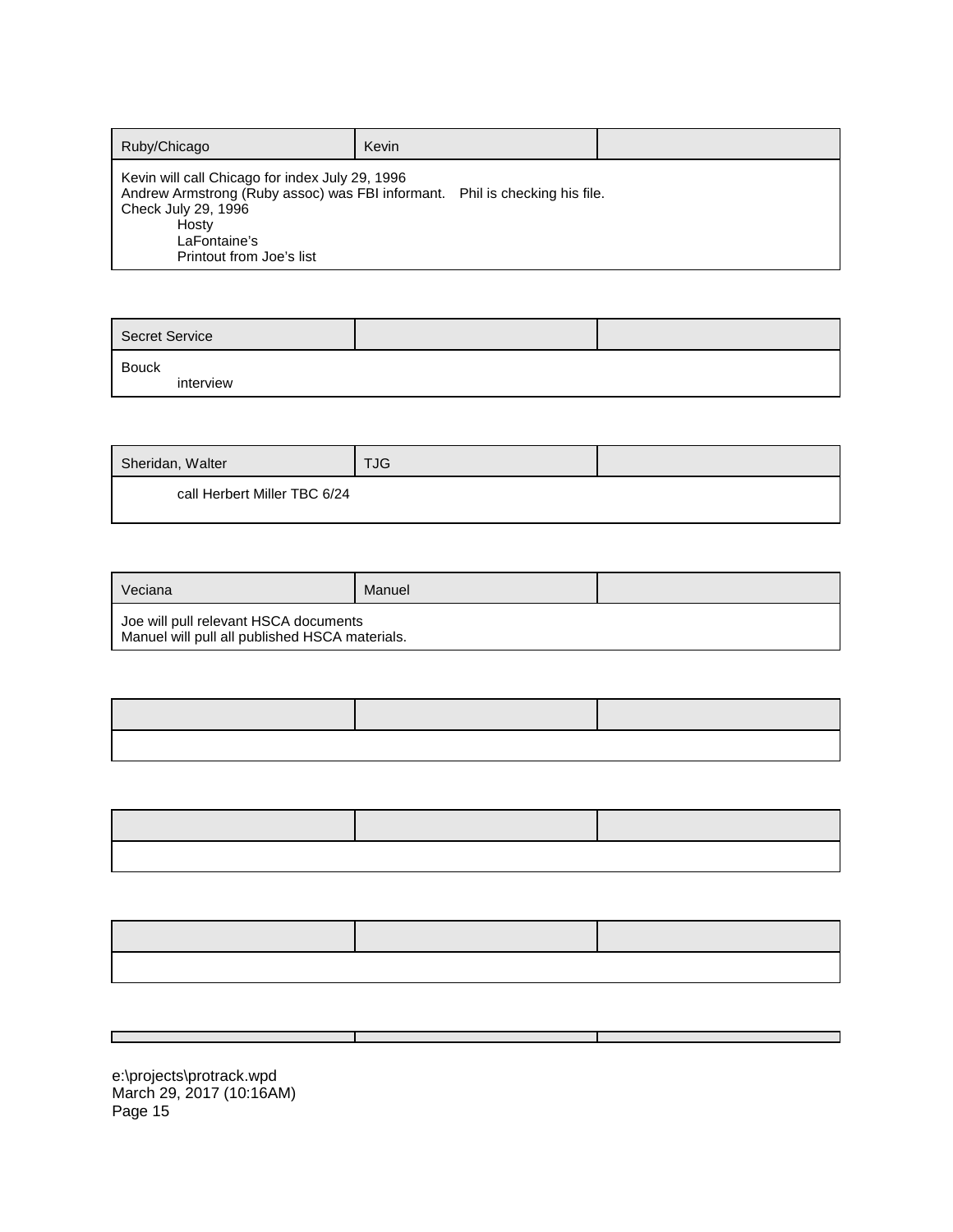| Ruby/Chicago | Kevin | |
|---|---|---|
| Kevin will call Chicago for index July 29, 1996<br>Andrew Armstrong (Ruby assoc) was FBI informant. Phil is checking his file.<br>Check July 29, 1996<br>Hosty<br>LaFontaine's<br>Printout from Joe's list | | |

| Secret Service | | |
|---|---|---|
| Bouck<br>interview | | |

| Sheridan, Walter | TJG | |
|---|---|---|
| call Herbert Miller TBC 6/24 | | |

| Veciana | Manuel | |
|---|---|---|
| Joe will pull relevant HSCA documents<br>Manuel will pull all published HSCA materials. | | |

| | | |
|---|---|---|
| | | |

| | | |
|---|---|---|
| | | |

| | | |
|---|---|---|
| | | |

e:\projects\protrack.wpd
March 29, 2017 (10:16AM)